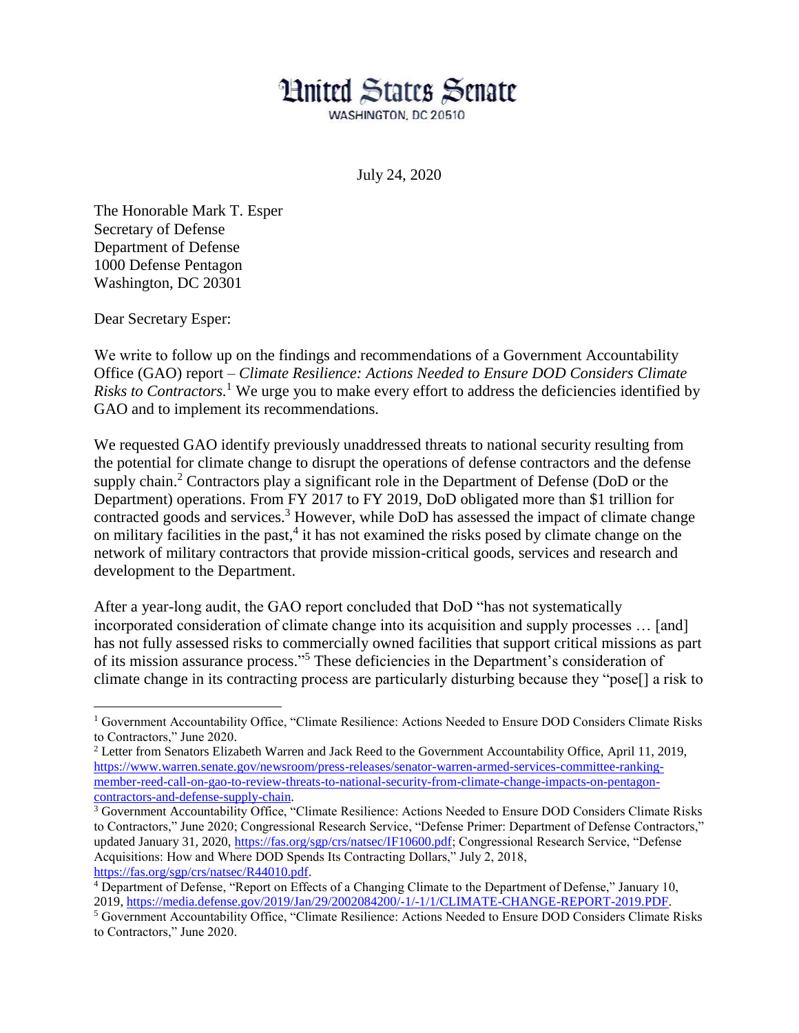# United States Senate

WASHINGTON, DC 20510

July 24, 2020

The Honorable Mark T. Esper
Secretary of Defense
Department of Defense
1000 Defense Pentagon
Washington, DC 20301

Dear Secretary Esper:

We write to follow up on the findings and recommendations of a Government Accountability Office (GAO) report – *Climate Resilience: Actions Needed to Ensure DOD Considers Climate Risks to Contractors.*[1] We urge you to make every effort to address the deficiencies identified by GAO and to implement its recommendations.

We requested GAO identify previously unaddressed threats to national security resulting from the potential for climate change to disrupt the operations of defense contractors and the defense supply chain.[2] Contractors play a significant role in the Department of Defense (DoD or the Department) operations. From FY 2017 to FY 2019, DoD obligated more than $1 trillion for contracted goods and services.[3] However, while DoD has assessed the impact of climate change on military facilities in the past,[4] it has not examined the risks posed by climate change on the network of military contractors that provide mission-critical goods, services and research and development to the Department.

After a year-long audit, the GAO report concluded that DoD "has not systematically incorporated consideration of climate change into its acquisition and supply processes … [and] has not fully assessed risks to commercially owned facilities that support critical missions as part of its mission assurance process."[5] These deficiencies in the Department's consideration of climate change in its contracting process are particularly disturbing because they "pose[] a risk to

---

[1] Government Accountability Office, "Climate Resilience: Actions Needed to Ensure DOD Considers Climate Risks to Contractors," June 2020.

[2] Letter from Senators Elizabeth Warren and Jack Reed to the Government Accountability Office, April 11, 2019, https://www.warren.senate.gov/newsroom/press-releases/senator-warren-armed-services-committee-ranking-member-reed-call-on-gao-to-review-threats-to-national-security-from-climate-change-impacts-on-pentagon-contractors-and-defense-supply-chain.

[3] Government Accountability Office, "Climate Resilience: Actions Needed to Ensure DOD Considers Climate Risks to Contractors," June 2020; Congressional Research Service, "Defense Primer: Department of Defense Contractors," updated January 31, 2020, https://fas.org/sgp/crs/natsec/IF10600.pdf; Congressional Research Service, "Defense Acquisitions: How and Where DOD Spends Its Contracting Dollars," July 2, 2018, https://fas.org/sgp/crs/natsec/R44010.pdf.

[4] Department of Defense, "Report on Effects of a Changing Climate to the Department of Defense," January 10, 2019, https://media.defense.gov/2019/Jan/29/2002084200/-1/-1/1/CLIMATE-CHANGE-REPORT-2019.PDF.

[5] Government Accountability Office, "Climate Resilience: Actions Needed to Ensure DOD Considers Climate Risks to Contractors," June 2020.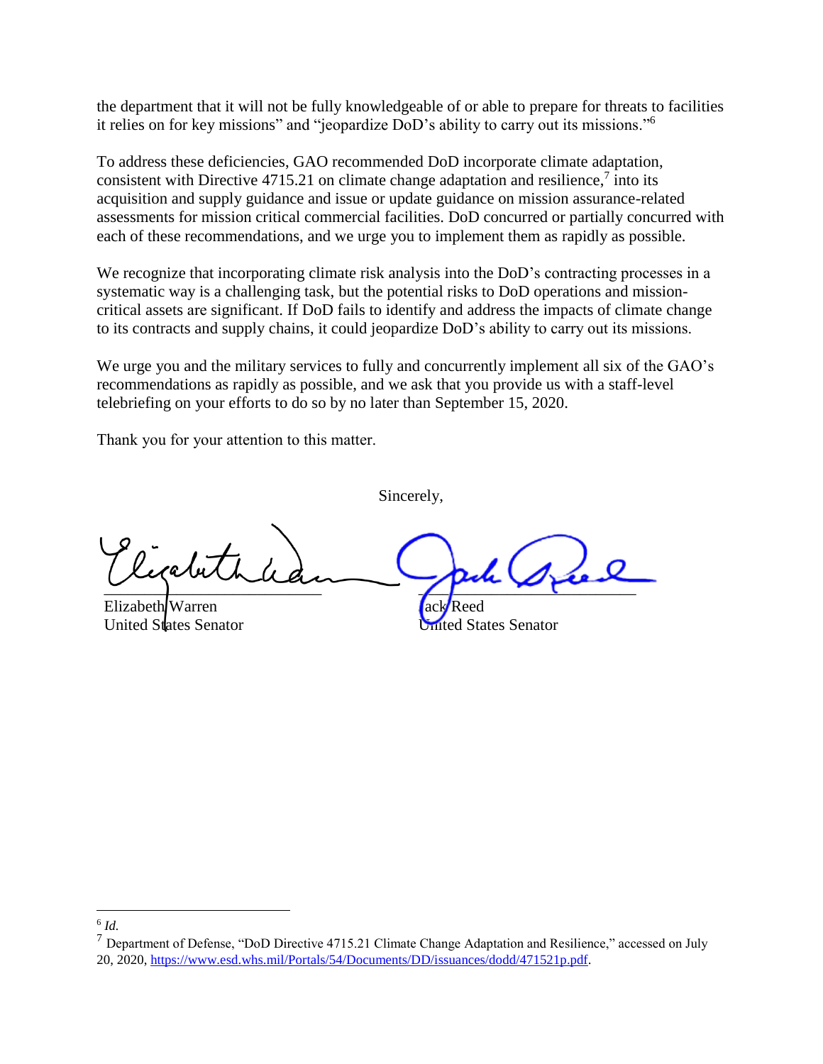the department that it will not be fully knowledgeable of or able to prepare for threats to facilities it relies on for key missions" and "jeopardize DoD's ability to carry out its missions."[6]

To address these deficiencies, GAO recommended DoD incorporate climate adaptation, consistent with Directive 4715.21 on climate change adaptation and resilience,[7] into its acquisition and supply guidance and issue or update guidance on mission assurance-related assessments for mission critical commercial facilities. DoD concurred or partially concurred with each of these recommendations, and we urge you to implement them as rapidly as possible.

We recognize that incorporating climate risk analysis into the DoD's contracting processes in a systematic way is a challenging task, but the potential risks to DoD operations and mission-critical assets are significant. If DoD fails to identify and address the impacts of climate change to its contracts and supply chains, it could jeopardize DoD's ability to carry out its missions.

We urge you and the military services to fully and concurrently implement all six of the GAO's recommendations as rapidly as possible, and we ask that you provide us with a staff-level telebriefing on your efforts to do so by no later than September 15, 2020.

Thank you for your attention to this matter.

Sincerely,

Elizabeth Warren
United States Senator

Jack Reed
United States Senator

---

[6] *Id.*

[7] Department of Defense, "DoD Directive 4715.21 Climate Change Adaptation and Resilience," accessed on July 20, 2020, https://www.esd.whs.mil/Portals/54/Documents/DD/issuances/dodd/471521p.pdf.